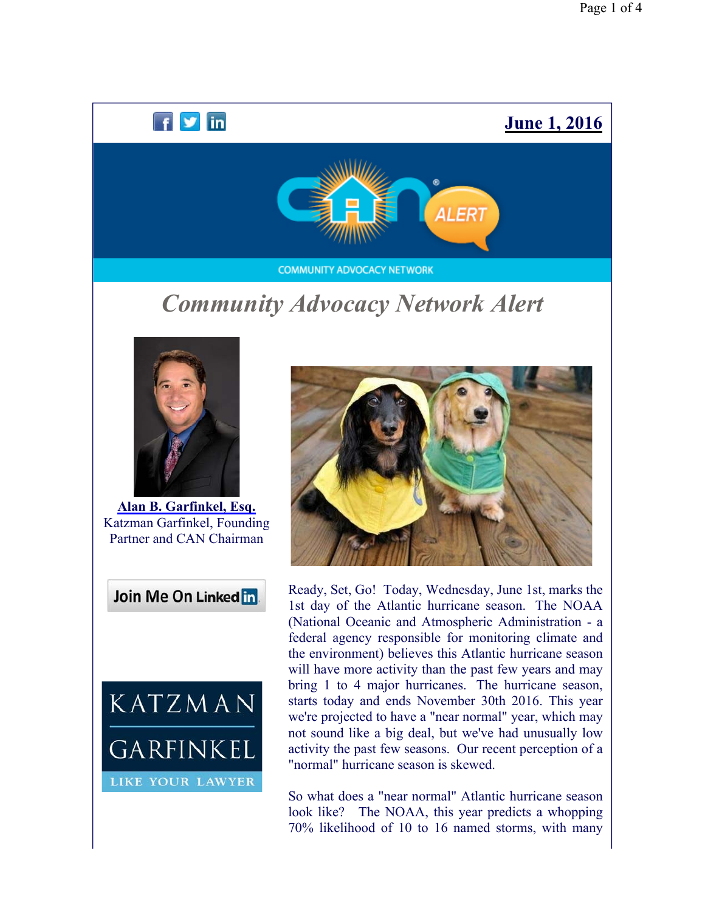**June 1, 2016**

COMMUNITY ADVOCACY NETWORK

# *Community Advocacy Network Alert*

**Alan B. Garfinkel, Esq.**
Katzman Garfinkel, Founding Partner and CAN Chairman

Join Me On LinkedIn

KATZMAN GARFINKEL
LIKE YOUR LAWYER

Ready, Set, Go! Today, Wednesday, June 1st, marks the 1st day of the Atlantic hurricane season. The NOAA (National Oceanic and Atmospheric Administration - a federal agency responsible for monitoring climate and the environment) believes this Atlantic hurricane season will have more activity than the past few years and may bring 1 to 4 major hurricanes. The hurricane season, starts today and ends November 30th 2016. This year we're projected to have a "near normal" year, which may not sound like a big deal, but we've had unusually low activity the past few seasons. Our recent perception of a "normal" hurricane season is skewed.

So what does a "near normal" Atlantic hurricane season look like? The NOAA, this year predicts a whopping 70% likelihood of 10 to 16 named storms, with many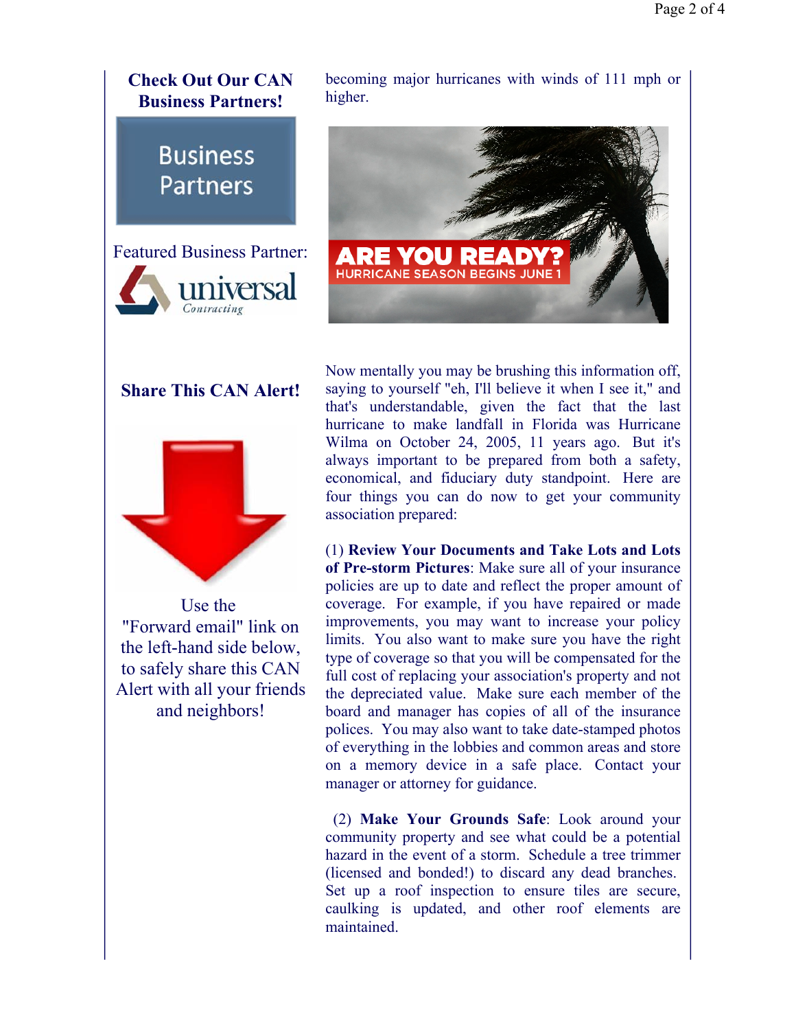## Check Out Our CAN Business Partners!

Business Partners

Featured Business Partner:

universal Contracting

## Share This CAN Alert!

Use the "Forward email" link on the left-hand side below, to safely share this CAN Alert with all your friends and neighbors!

becoming major hurricanes with winds of 111 mph or higher.

ARE YOU READY? HURRICANE SEASON BEGINS JUNE 1

Now mentally you may be brushing this information off, saying to yourself "eh, I'll believe it when I see it," and that's understandable, given the fact that the last hurricane to make landfall in Florida was Hurricane Wilma on October 24, 2005, 11 years ago. But it's always important to be prepared from both a safety, economical, and fiduciary duty standpoint. Here are four things you can do now to get your community association prepared:

(1) **Review Your Documents and Take Lots and Lots of Pre-storm Pictures**: Make sure all of your insurance policies are up to date and reflect the proper amount of coverage. For example, if you have repaired or made improvements, you may want to increase your policy limits. You also want to make sure you have the right type of coverage so that you will be compensated for the full cost of replacing your association's property and not the depreciated value. Make sure each member of the board and manager has copies of all of the insurance polices. You may also want to take date-stamped photos of everything in the lobbies and common areas and store on a memory device in a safe place. Contact your manager or attorney for guidance.

(2) **Make Your Grounds Safe**: Look around your community property and see what could be a potential hazard in the event of a storm. Schedule a tree trimmer (licensed and bonded!) to discard any dead branches. Set up a roof inspection to ensure tiles are secure, caulking is updated, and other roof elements are maintained.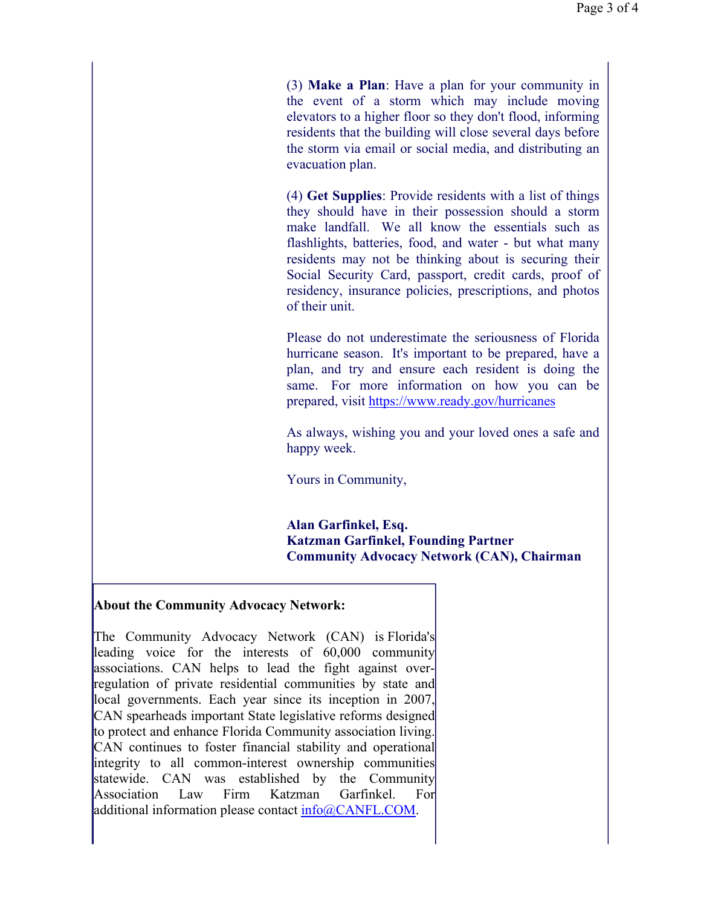(3) **Make a Plan**: Have a plan for your community in the event of a storm which may include moving elevators to a higher floor so they don't flood, informing residents that the building will close several days before the storm via email or social media, and distributing an evacuation plan.

(4) **Get Supplies**: Provide residents with a list of things they should have in their possession should a storm make landfall. We all know the essentials such as flashlights, batteries, food, and water - but what many residents may not be thinking about is securing their Social Security Card, passport, credit cards, proof of residency, insurance policies, prescriptions, and photos of their unit.

Please do not underestimate the seriousness of Florida hurricane season. It's important to be prepared, have a plan, and try and ensure each resident is doing the same. For more information on how you can be prepared, visit [https://www.ready.gov/hurricanes](https://www.ready.gov/hurricanes)

As always, wishing you and your loved ones a safe and happy week.

Yours in Community,

**Alan Garfinkel, Esq.**
**Katzman Garfinkel, Founding Partner**
**Community Advocacy Network (CAN), Chairman**

**About the Community Advocacy Network:**

The Community Advocacy Network (CAN) is Florida's leading voice for the interests of 60,000 community associations. CAN helps to lead the fight against over-regulation of private residential communities by state and local governments. Each year since its inception in 2007, CAN spearheads important State legislative reforms designed to protect and enhance Florida Community association living. CAN continues to foster financial stability and operational integrity to all common-interest ownership communities statewide. CAN was established by the Community Association Law Firm Katzman Garfinkel. For additional information please contact [info@CANFL.COM](mailto:info@CANFL.COM).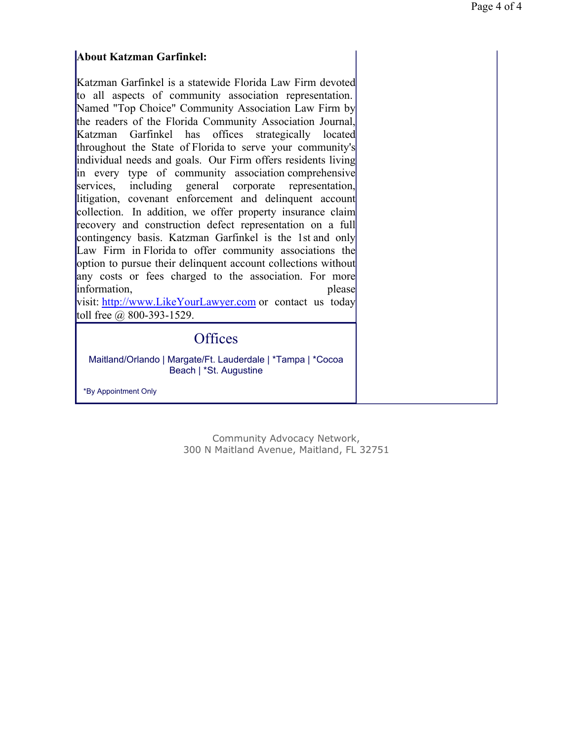**About Katzman Garfinkel:**

Katzman Garfinkel is a statewide Florida Law Firm devoted to all aspects of community association representation. Named "Top Choice" Community Association Law Firm by the readers of the Florida Community Association Journal, Katzman Garfinkel has offices strategically located throughout the State of Florida to serve your community's individual needs and goals. Our Firm offers residents living in every type of community association comprehensive services, including general corporate representation, litigation, covenant enforcement and delinquent account collection. In addition, we offer property insurance claim recovery and construction defect representation on a full contingency basis. Katzman Garfinkel is the 1st and only Law Firm in Florida to offer community associations the option to pursue their delinquent account collections without any costs or fees charged to the association. For more information, please visit: [http://www.LikeYourLawyer.com](http://www.LikeYourLawyer.com) or contact us today toll free @ 800-393-1529.

## Offices

Maitland/Orlando | Margate/Ft. Lauderdale | *Tampa | *Cocoa Beach | *St. Augustine

*By Appointment Only

Community Advocacy Network,
300 N Maitland Avenue, Maitland, FL 32751